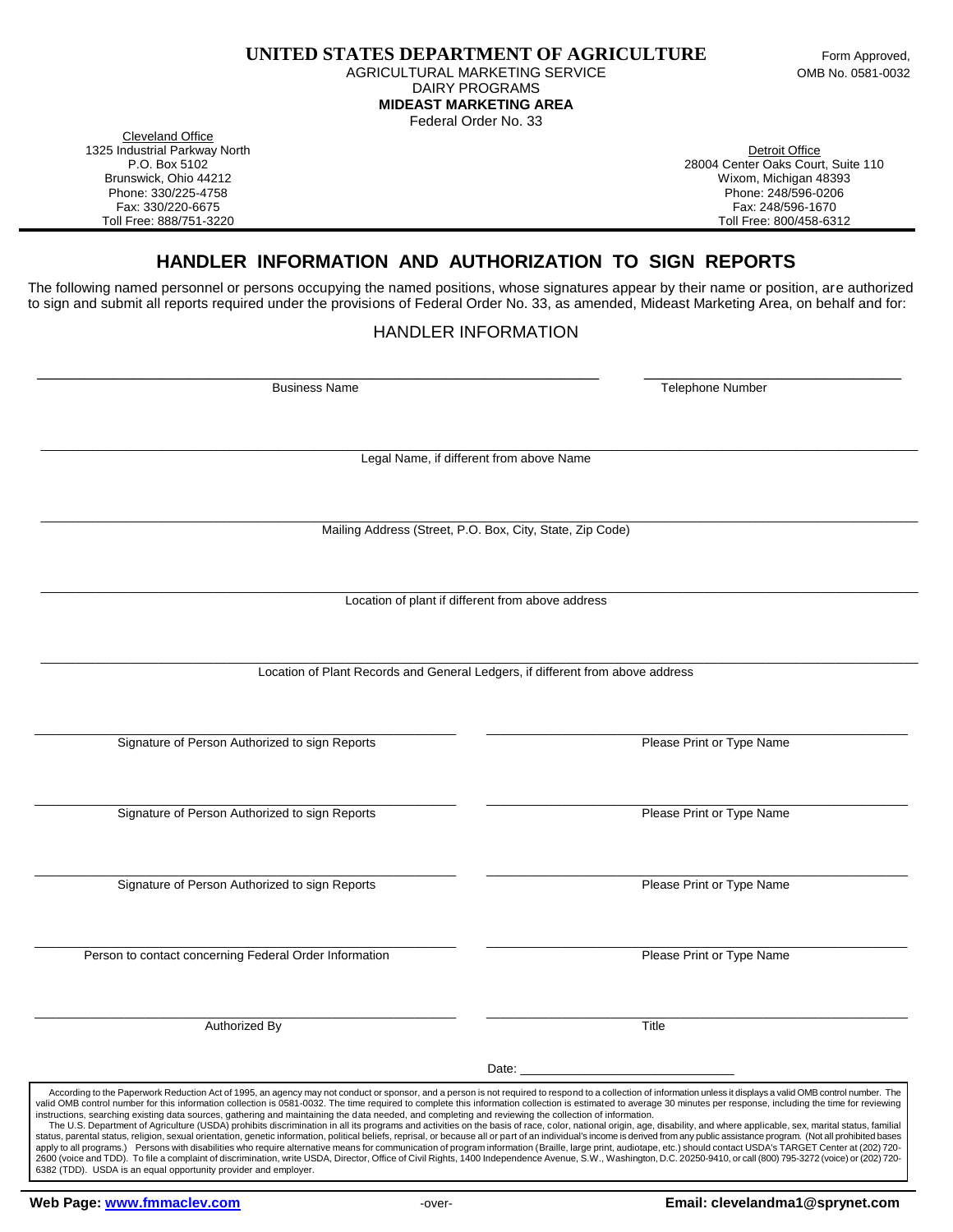**UNITED STATES DEPARTMENT OF AGRICULTURE**
AGRICULTURAL MARKETING SERVICE
DAIRY PROGRAMS
**MIDEAST MARKETING AREA**
Federal Order No. 33

Form Approved,
OMB No. 0581-0032

Cleveland Office
1325 Industrial Parkway North
P.O. Box 5102
Brunswick, Ohio 44212
Phone: 330/225-4758
Fax: 330/220-6675
Toll Free: 888/751-3220

Detroit Office
28004 Center Oaks Court, Suite 110
Wixom, Michigan 48393
Phone: 248/596-0206
Fax: 248/596-1670
Toll Free: 800/458-6312

# HANDLER INFORMATION AND AUTHORIZATION TO SIGN REPORTS

The following named personnel or persons occupying the named positions, whose signatures appear by their name or position, are authorized to sign and submit all reports required under the provisions of Federal Order No. 33, as amended, Mideast Marketing Area, on behalf and for:

## HANDLER INFORMATION

\_\_\_\_\_\_\_\_\_\_\_\_\_\_\_\_\_\_\_\_\_\_\_\_\_\_\_\_\_\_\_\_\_\_\_\_\_\_\_\_ \_\_\_\_\_\_\_\_\_\_\_\_\_\_\_\_\_\_\_\_
Business Name | Telephone Number

\_\_\_\_\_\_\_\_\_\_\_\_\_\_\_\_\_\_\_\_\_\_\_\_\_\_\_\_\_\_\_\_\_\_\_\_\_\_\_\_\_\_\_\_\_\_\_\_\_\_\_\_\_\_\_\_\_\_
Legal Name, if different from above Name

\_\_\_\_\_\_\_\_\_\_\_\_\_\_\_\_\_\_\_\_\_\_\_\_\_\_\_\_\_\_\_\_\_\_\_\_\_\_\_\_\_\_\_\_\_\_\_\_\_\_\_\_\_\_\_\_\_\_
Mailing Address (Street, P.O. Box, City, State, Zip Code)

\_\_\_\_\_\_\_\_\_\_\_\_\_\_\_\_\_\_\_\_\_\_\_\_\_\_\_\_\_\_\_\_\_\_\_\_\_\_\_\_\_\_\_\_\_\_\_\_\_\_\_\_\_\_\_\_\_\_
Location of plant if different from above address

\_\_\_\_\_\_\_\_\_\_\_\_\_\_\_\_\_\_\_\_\_\_\_\_\_\_\_\_\_\_\_\_\_\_\_\_\_\_\_\_\_\_\_\_\_\_\_\_\_\_\_\_\_\_\_\_\_\_
Location of Plant Records and General Ledgers, if different from above address

| | |
|---|---|
| Signature of Person Authorized to sign Reports | Please Print or Type Name |
| Signature of Person Authorized to sign Reports | Please Print or Type Name |
| Signature of Person Authorized to sign Reports | Please Print or Type Name |
| Person to contact concerning Federal Order Information | Please Print or Type Name |
| Authorized By | Title |

Date: \_\_\_\_\_\_\_\_\_\_\_\_\_\_\_\_\_\_\_\_\_\_\_\_

According to the Paperwork Reduction Act of 1995, an agency may not conduct or sponsor, and a person is not required to respond to a collection of information unless it displays a valid OMB control number. The valid OMB control number for this information collection is 0581-0032. The time required to complete this information collection is estimated to average 30 minutes per response, including the time for reviewing instructions, searching existing data sources, gathering and maintaining the data needed, and completing and reviewing the collection of information.

The U.S. Department of Agriculture (USDA) prohibits discrimination in all its programs and activities on the basis of race, color, national origin, age, disability, and where applicable, sex, marital status, familial status, parental status, religion, sexual orientation, genetic information, political beliefs, reprisal, or because all or part of an individual's income is derived from any public assistance program. (Not all prohibited bases apply to all programs.) Persons with disabilities who require alternative means for communication of program information (Braille, large print, audiotape, etc.) should contact USDA's TARGET Center at (202) 720-2600 (voice and TDD). To file a complaint of discrimination, write USDA, Director, Office of Civil Rights, 1400 Independence Avenue, S.W., Washington, D.C. 20250-9410, or call (800) 795-3272 (voice) or (202) 720-6382 (TDD). USDA is an equal opportunity provider and employer.

**Web Page: www.fmmaclev.com** -over- **Email: clevelandma1@sprynet.com**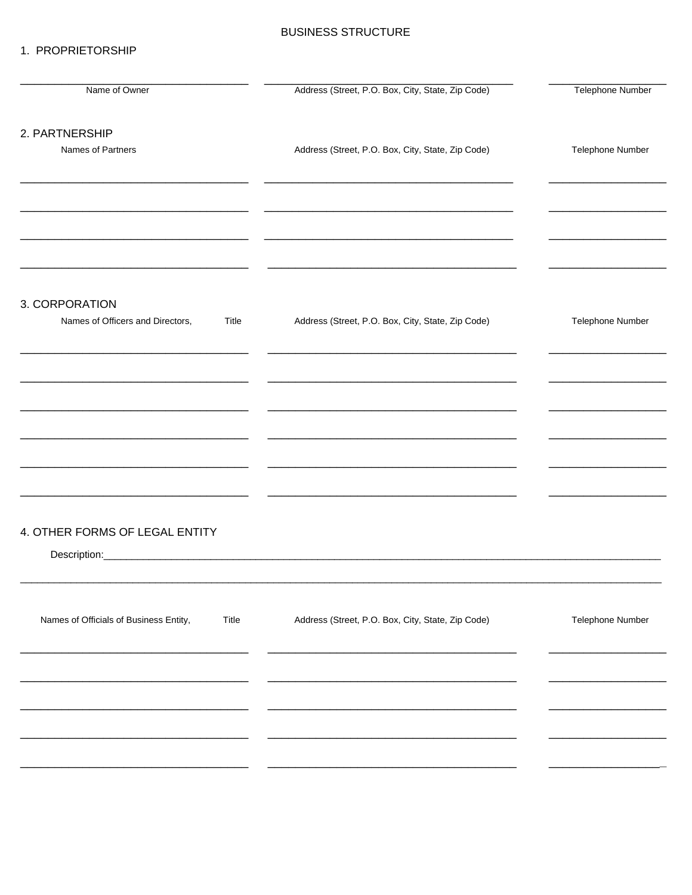BUSINESS STRUCTURE

## 1. PROPRIETORSHIP

| Name of Owner | Address (Street, P.O. Box, City, State, Zip Code) | Telephone Number |
|---|---|---|
| | | |

## 2. PARTNERSHIP

| Names of Partners | Address (Street, P.O. Box, City, State, Zip Code) | Telephone Number |
|---|---|---|
| | | |
| | | |
| | | |
| | | |

## 3. CORPORATION

| Names of Officers and Directors, Title | Address (Street, P.O. Box, City, State, Zip Code) | Telephone Number |
|---|---|---|
| | | |
| | | |
| | | |
| | | |
| | | |
| | | |

## 4. OTHER FORMS OF LEGAL ENTITY

Description:________________________________________________________________________________

____________________________________________________________________________________________

| Names of Officials of Business Entity, Title | Address (Street, P.O. Box, City, State, Zip Code) | Telephone Number |
|---|---|---|
| | | |
| | | |
| | | |
| | | |
| | | |